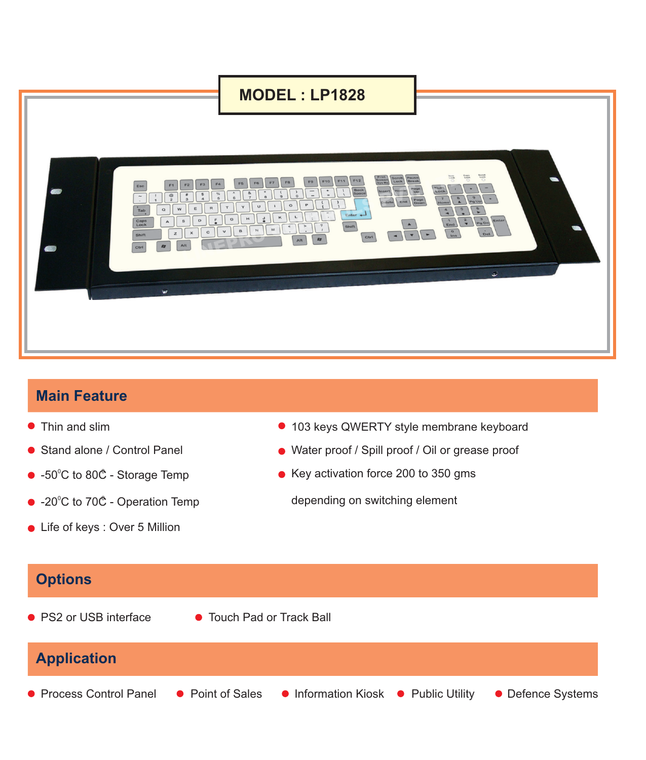# MODEL : LP1828

## Main Feature

- Thin and slim
- Stand alone / Control Panel
- -50°C to 80°C - Storage Temp
- -20°C to 70°C - Operation Temp
- Life of keys : Over 5 Million
- 103 keys QWERTY style membrane keyboard
- Water proof / Spill proof / Oil or grease proof
- Key activation force 200 to 350 gms depending on switching element

## Options

- PS2 or USB interface
- Touch Pad or Track Ball

## Application

- Process Control Panel
- Point of Sales
- Information Kiosk
- Public Utility
- Defence Systems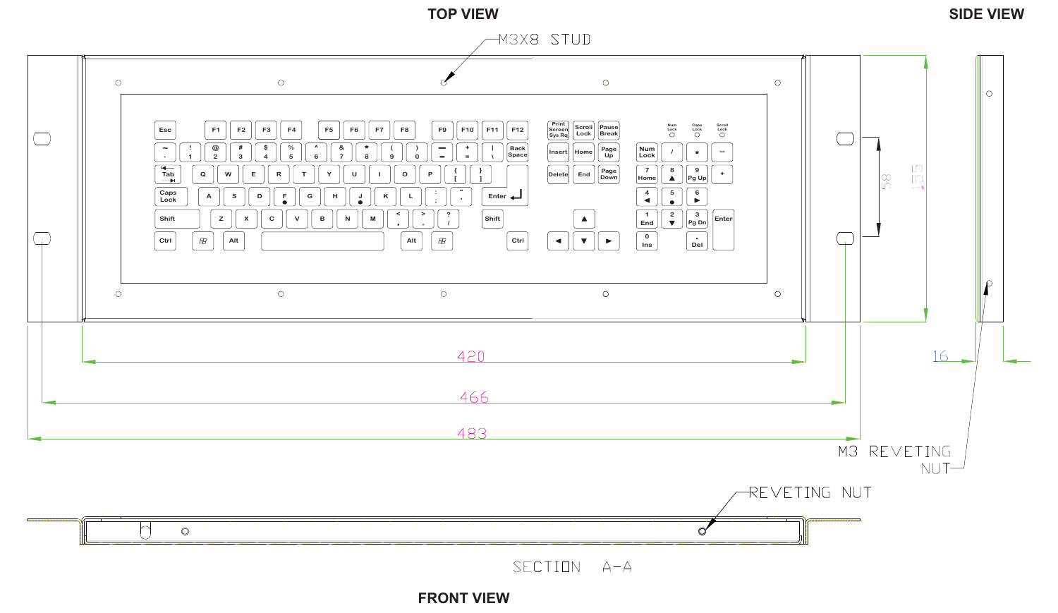TOP VIEW

SIDE VIEW

M3X8 STUD

58

155

420

466

483

16

M3 REVETING NUT

REVETING NUT

SECTION A-A

FRONT VIEW